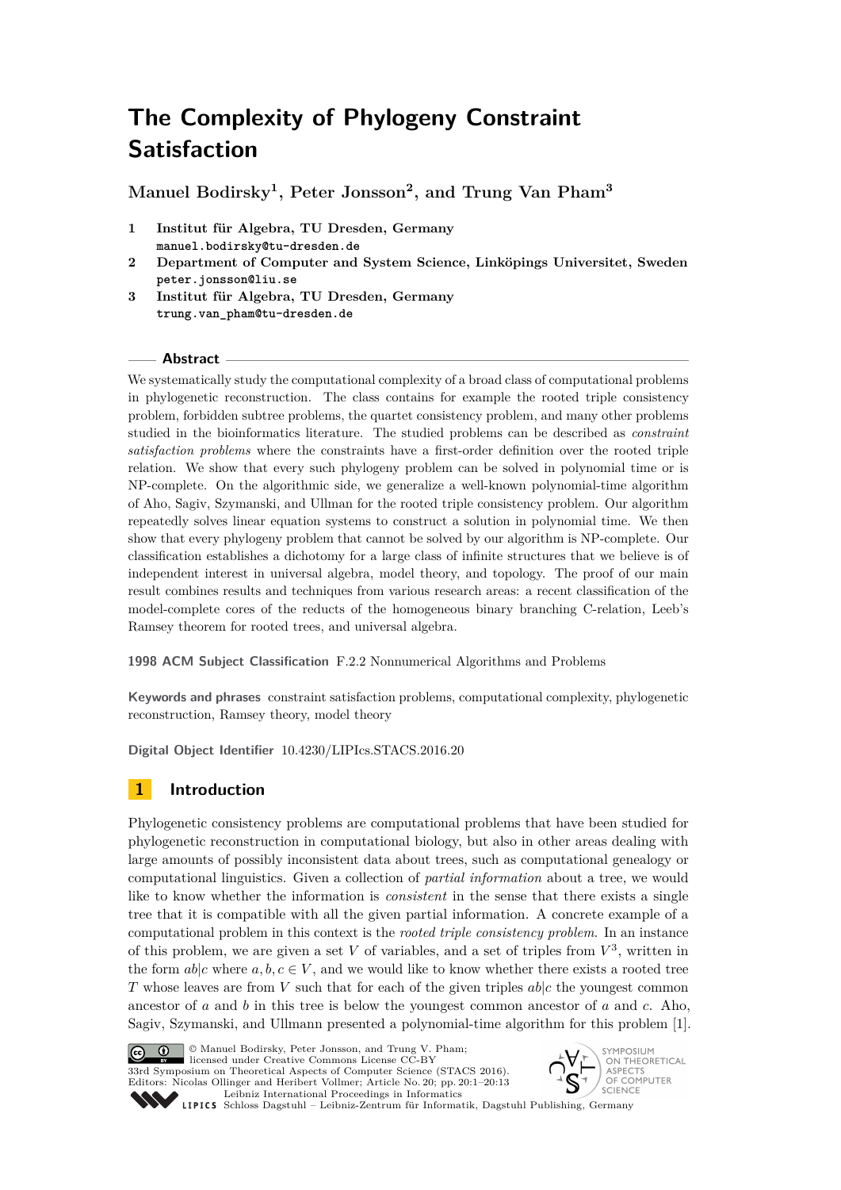# The Complexity of Phylogeny Constraint Satisfaction

**Manuel Bodirsky[1], Peter Jonsson[2], and Trung Van Pham[3]**

1 **Institut für Algebra, TU Dresden, Germany**
manuel.bodirsky@tu-dresden.de

2 **Department of Computer and System Science, Linköpings Universitet, Sweden**
peter.jonsson@liu.se

3 **Institut für Algebra, TU Dresden, Germany**
trung.van_pham@tu-dresden.de

## Abstract

We systematically study the computational complexity of a broad class of computational problems in phylogenetic reconstruction. The class contains for example the rooted triple consistency problem, forbidden subtree problems, the quartet consistency problem, and many other problems studied in the bioinformatics literature. The studied problems can be described as *constraint satisfaction problems* where the constraints have a first-order definition over the rooted triple relation. We show that every such phylogeny problem can be solved in polynomial time or is NP-complete. On the algorithmic side, we generalize a well-known polynomial-time algorithm of Aho, Sagiv, Szymanski, and Ullman for the rooted triple consistency problem. Our algorithm repeatedly solves linear equation systems to construct a solution in polynomial time. We then show that every phylogeny problem that cannot be solved by our algorithm is NP-complete. Our classification establishes a dichotomy for a large class of infinite structures that we believe is of independent interest in universal algebra, model theory, and topology. The proof of our main result combines results and techniques from various research areas: a recent classification of the model-complete cores of the reducts of the homogeneous binary branching C-relation, Leeb's Ramsey theorem for rooted trees, and universal algebra.

**1998 ACM Subject Classification** F.2.2 Nonnumerical Algorithms and Problems

**Keywords and phrases** constraint satisfaction problems, computational complexity, phylogenetic reconstruction, Ramsey theory, model theory

**Digital Object Identifier** 10.4230/LIPIcs.STACS.2016.20

## 1 Introduction

Phylogenetic consistency problems are computational problems that have been studied for phylogenetic reconstruction in computational biology, but also in other areas dealing with large amounts of possibly inconsistent data about trees, such as computational genealogy or computational linguistics. Given a collection of *partial information* about a tree, we would like to know whether the information is *consistent* in the sense that there exists a single tree that it is compatible with all the given partial information. A concrete example of a computational problem in this context is the *rooted triple consistency problem*. In an instance of this problem, we are given a set $V$ of variables, and a set of triples from $V^3$, written in the form $ab|c$ where $a, b, c \in V$, and we would like to know whether there exists a rooted tree $T$ whose leaves are from $V$ such that for each of the given triples $ab|c$ the youngest common ancestor of $a$ and $b$ in this tree is below the youngest common ancestor of $a$ and $c$. Aho, Sagiv, Szymanski, and Ullmann presented a polynomial-time algorithm for this problem [1].

© Manuel Bodirsky, Peter Jonsson, and Trung V. Pham; licensed under Creative Commons License CC-BY
33rd Symposium on Theoretical Aspects of Computer Science (STACS 2016).
Editors: Nicolas Ollinger and Heribert Vollmer; Article No. 20; pp. 20:1–20:13
Leibniz International Proceedings in Informatics
Schloss Dagstuhl – Leibniz-Zentrum für Informatik, Dagstuhl Publishing, Germany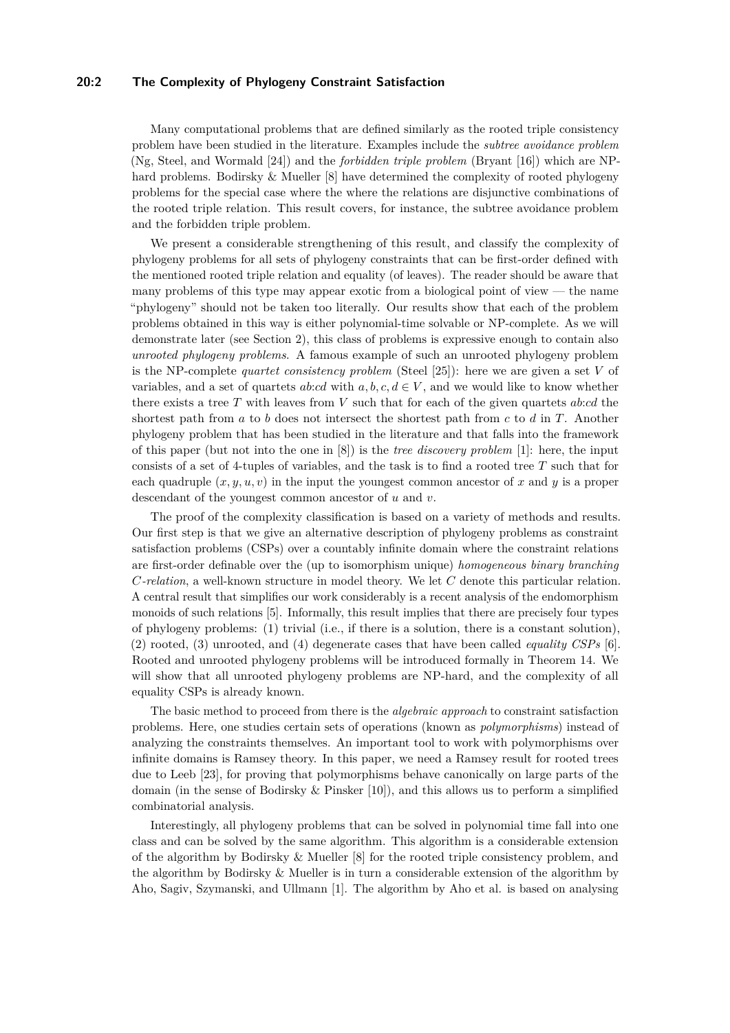Many computational problems that are defined similarly as the rooted triple consistency problem have been studied in the literature. Examples include the *subtree avoidance problem* (Ng, Steel, and Wormald [24]) and the *forbidden triple problem* (Bryant [16]) which are NP-hard problems. Bodirsky & Mueller [8] have determined the complexity of rooted phylogeny problems for the special case where the where the relations are disjunctive combinations of the rooted triple relation. This result covers, for instance, the subtree avoidance problem and the forbidden triple problem.

We present a considerable strengthening of this result, and classify the complexity of phylogeny problems for all sets of phylogeny constraints that can be first-order defined with the mentioned rooted triple relation and equality (of leaves). The reader should be aware that many problems of this type may appear exotic from a biological point of view — the name "phylogeny" should not be taken too literally. Our results show that each of the problem problems obtained in this way is either polynomial-time solvable or NP-complete. As we will demonstrate later (see Section 2), this class of problems is expressive enough to contain also *unrooted phylogeny problems*. A famous example of such an unrooted phylogeny problem is the NP-complete *quartet consistency problem* (Steel [25]): here we are given a set $V$ of variables, and a set of quartets $ab{:}cd$ with $a, b, c, d \in V$, and we would like to know whether there exists a tree $T$ with leaves from $V$ such that for each of the given quartets $ab{:}cd$ the shortest path from $a$ to $b$ does not intersect the shortest path from $c$ to $d$ in $T$. Another phylogeny problem that has been studied in the literature and that falls into the framework of this paper (but not into the one in [8]) is the *tree discovery problem* [1]: here, the input consists of a set of 4-tuples of variables, and the task is to find a rooted tree $T$ such that for each quadruple $(x, y, u, v)$ in the input the youngest common ancestor of $x$ and $y$ is a proper descendant of the youngest common ancestor of $u$ and $v$.

The proof of the complexity classification is based on a variety of methods and results. Our first step is that we give an alternative description of phylogeny problems as constraint satisfaction problems (CSPs) over a countably infinite domain where the constraint relations are first-order definable over the (up to isomorphism unique) *homogeneous binary branching C-relation*, a well-known structure in model theory. We let $C$ denote this particular relation. A central result that simplifies our work considerably is a recent analysis of the endomorphism monoids of such relations [5]. Informally, this result implies that there are precisely four types of phylogeny problems: (1) trivial (i.e., if there is a solution, there is a constant solution), (2) rooted, (3) unrooted, and (4) degenerate cases that have been called *equality CSPs* [6]. Rooted and unrooted phylogeny problems will be introduced formally in Theorem 14. We will show that all unrooted phylogeny problems are NP-hard, and the complexity of all equality CSPs is already known.

The basic method to proceed from there is the *algebraic approach* to constraint satisfaction problems. Here, one studies certain sets of operations (known as *polymorphisms*) instead of analyzing the constraints themselves. An important tool to work with polymorphisms over infinite domains is Ramsey theory. In this paper, we need a Ramsey result for rooted trees due to Leeb [23], for proving that polymorphisms behave canonically on large parts of the domain (in the sense of Bodirsky & Pinsker [10]), and this allows us to perform a simplified combinatorial analysis.

Interestingly, all phylogeny problems that can be solved in polynomial time fall into one class and can be solved by the same algorithm. This algorithm is a considerable extension of the algorithm by Bodirsky & Mueller [8] for the rooted triple consistency problem, and the algorithm by Bodirsky & Mueller is in turn a considerable extension of the algorithm by Aho, Sagiv, Szymanski, and Ullmann [1]. The algorithm by Aho et al. is based on analysing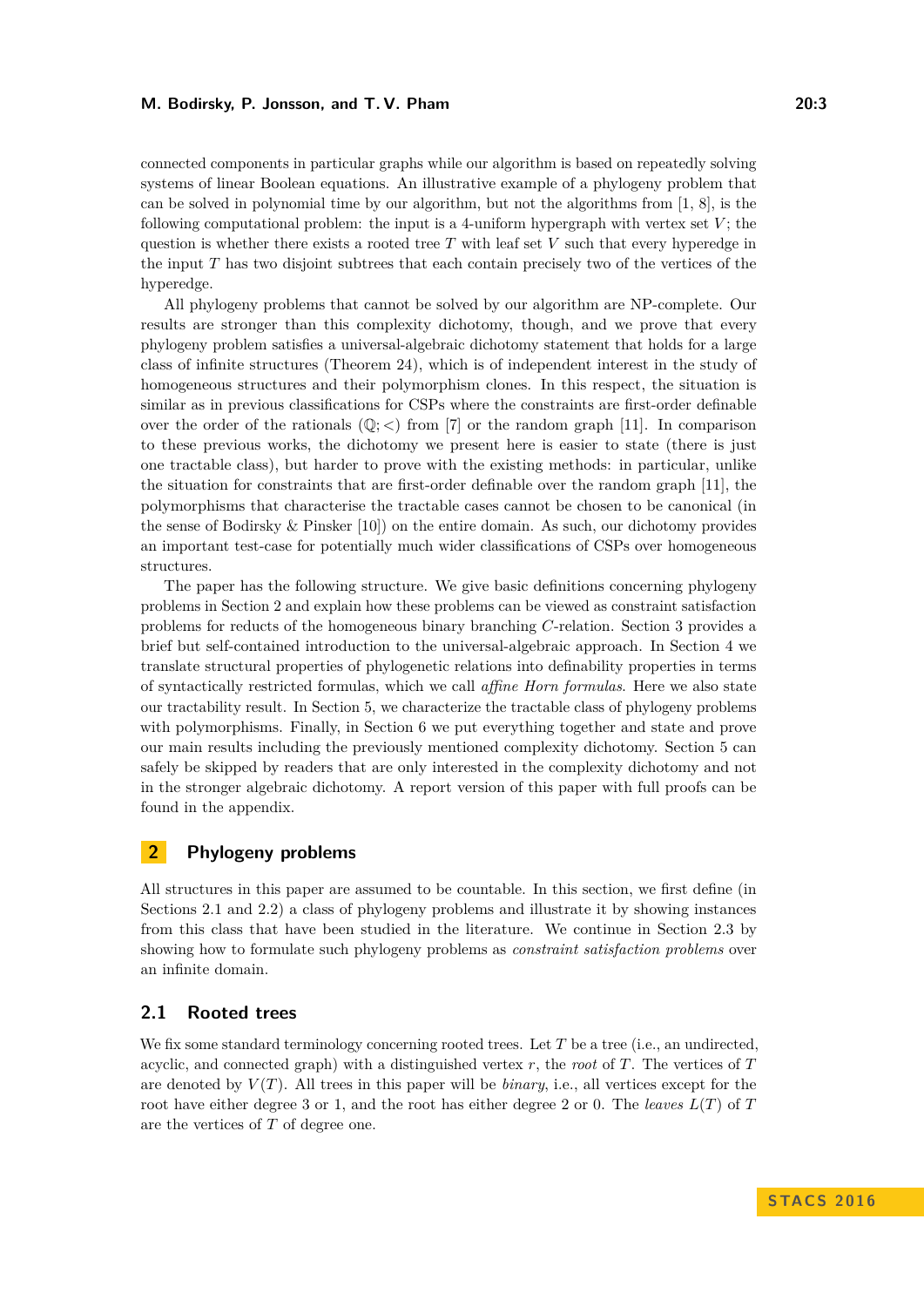connected components in particular graphs while our algorithm is based on repeatedly solving systems of linear Boolean equations. An illustrative example of a phylogeny problem that can be solved in polynomial time by our algorithm, but not the algorithms from [1, 8], is the following computational problem: the input is a 4-uniform hypergraph with vertex set $V$; the question is whether there exists a rooted tree $T$ with leaf set $V$ such that every hyperedge in the input $T$ has two disjoint subtrees that each contain precisely two of the vertices of the hyperedge.

All phylogeny problems that cannot be solved by our algorithm are NP-complete. Our results are stronger than this complexity dichotomy, though, and we prove that every phylogeny problem satisfies a universal-algebraic dichotomy statement that holds for a large class of infinite structures (Theorem 24), which is of independent interest in the study of homogeneous structures and their polymorphism clones. In this respect, the situation is similar as in previous classifications for CSPs where the constraints are first-order definable over the order of the rationals $(\mathbb{Q};<)$ from [7] or the random graph [11]. In comparison to these previous works, the dichotomy we present here is easier to state (there is just one tractable class), but harder to prove with the existing methods: in particular, unlike the situation for constraints that are first-order definable over the random graph [11], the polymorphisms that characterise the tractable cases cannot be chosen to be canonical (in the sense of Bodirsky & Pinsker [10]) on the entire domain. As such, our dichotomy provides an important test-case for potentially much wider classifications of CSPs over homogeneous structures.

The paper has the following structure. We give basic definitions concerning phylogeny problems in Section 2 and explain how these problems can be viewed as constraint satisfaction problems for reducts of the homogeneous binary branching $C$-relation. Section 3 provides a brief but self-contained introduction to the universal-algebraic approach. In Section 4 we translate structural properties of phylogenetic relations into definability properties in terms of syntactically restricted formulas, which we call *affine Horn formulas*. Here we also state our tractability result. In Section 5, we characterize the tractable class of phylogeny problems with polymorphisms. Finally, in Section 6 we put everything together and state and prove our main results including the previously mentioned complexity dichotomy. Section 5 can safely be skipped by readers that are only interested in the complexity dichotomy and not in the stronger algebraic dichotomy. A report version of this paper with full proofs can be found in the appendix.

## 2 Phylogeny problems

All structures in this paper are assumed to be countable. In this section, we first define (in Sections 2.1 and 2.2) a class of phylogeny problems and illustrate it by showing instances from this class that have been studied in the literature. We continue in Section 2.3 by showing how to formulate such phylogeny problems as *constraint satisfaction problems* over an infinite domain.

### 2.1 Rooted trees

We fix some standard terminology concerning rooted trees. Let $T$ be a tree (i.e., an undirected, acyclic, and connected graph) with a distinguished vertex $r$, the *root* of $T$. The vertices of $T$ are denoted by $V(T)$. All trees in this paper will be *binary*, i.e., all vertices except for the root have either degree 3 or 1, and the root has either degree 2 or 0. The *leaves* $L(T)$ of $T$ are the vertices of $T$ of degree one.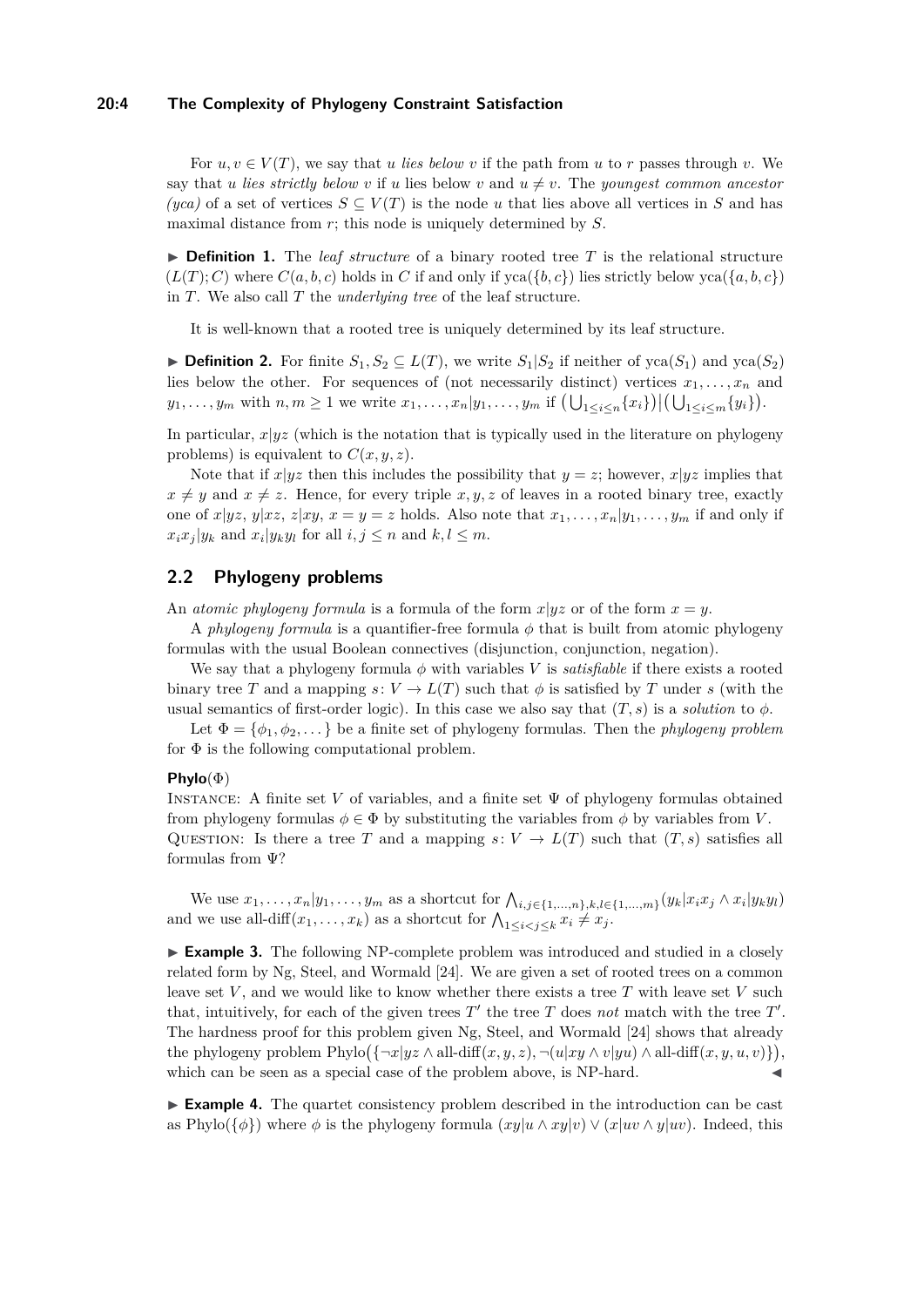For $u, v \in V(T)$, we say that $u$ *lies below* $v$ if the path from $u$ to $r$ passes through $v$. We say that $u$ *lies strictly below* $v$ if $u$ lies below $v$ and $u \neq v$. The *youngest common ancestor (yca)* of a set of vertices $S \subseteq V(T)$ is the node $u$ that lies above all vertices in $S$ and has maximal distance from $r$; this node is uniquely determined by $S$.

▶ **Definition 1.** The *leaf structure* of a binary rooted tree $T$ is the relational structure $(L(T); C)$ where $C(a, b, c)$ holds in $C$ if and only if $\text{yca}(\{b, c\})$ lies strictly below $\text{yca}(\{a, b, c\})$ in $T$. We also call $T$ the *underlying tree* of the leaf structure.

It is well-known that a rooted tree is uniquely determined by its leaf structure.

▶ **Definition 2.** For finite $S_1, S_2 \subseteq L(T)$, we write $S_1|S_2$ if neither of $\text{yca}(S_1)$ and $\text{yca}(S_2)$ lies below the other. For sequences of (not necessarily distinct) vertices $x_1, \ldots, x_n$ and $y_1, \ldots, y_m$ with $n, m \geq 1$ we write $x_1, \ldots, x_n | y_1, \ldots, y_m$ if $\big(\bigcup_{1 \leq i \leq n} \{x_i\}\big) \big| \big(\bigcup_{1 \leq i \leq m} \{y_i\}\big)$.

In particular, $x|yz$ (which is the notation that is typically used in the literature on phylogeny problems) is equivalent to $C(x, y, z)$.

Note that if $x|yz$ then this includes the possibility that $y = z$; however, $x|yz$ implies that $x \neq y$ and $x \neq z$. Hence, for every triple $x, y, z$ of leaves in a rooted binary tree, exactly one of $x|yz$, $y|xz$, $z|xy$, $x = y = z$ holds. Also note that $x_1, \ldots, x_n | y_1, \ldots, y_m$ if and only if $x_i x_j | y_k$ and $x_i | y_k y_l$ for all $i, j \leq n$ and $k, l \leq m$.

## 2.2 Phylogeny problems

An *atomic phylogeny formula* is a formula of the form $x|yz$ or of the form $x = y$.

A *phylogeny formula* is a quantifier-free formula $\phi$ that is built from atomic phylogeny formulas with the usual Boolean connectives (disjunction, conjunction, negation).

We say that a phylogeny formula $\phi$ with variables $V$ is *satisfiable* if there exists a rooted binary tree $T$ and a mapping $s \colon V \to L(T)$ such that $\phi$ is satisfied by $T$ under $s$ (with the usual semantics of first-order logic). In this case we also say that $(T, s)$ is a *solution* to $\phi$.

Let $\Phi = \{\phi_1, \phi_2, \ldots\}$ be a finite set of phylogeny formulas. Then the *phylogeny problem* for $\Phi$ is the following computational problem.

**Phylo**$(\Phi)$

INSTANCE: A finite set $V$ of variables, and a finite set $\Psi$ of phylogeny formulas obtained from phylogeny formulas $\phi \in \Phi$ by substituting the variables from $\phi$ by variables from $V$.
QUESTION: Is there a tree $T$ and a mapping $s \colon V \to L(T)$ such that $(T, s)$ satisfies all formulas from $\Psi$?

We use $x_1, \ldots, x_n | y_1, \ldots, y_m$ as a shortcut for $\bigwedge_{i,j \in \{1,\ldots,n\}, k,l \in \{1,\ldots,m\}} (y_k | x_i x_j \wedge x_i | y_k y_l)$ and we use $\text{all-diff}(x_1, \ldots, x_k)$ as a shortcut for $\bigwedge_{1 \leq i < j \leq k} x_i \neq x_j$.

▶ **Example 3.** The following NP-complete problem was introduced and studied in a closely related form by Ng, Steel, and Wormald [24]. We are given a set of rooted trees on a common leave set $V$, and we would like to know whether there exists a tree $T$ with leave set $V$ such that, intuitively, for each of the given trees $T'$ the tree $T$ does *not* match with the tree $T'$. The hardness proof for this problem given Ng, Steel, and Wormald [24] shows that already the phylogeny problem $\text{Phylo}\big(\{\neg x|yz \wedge \text{all-diff}(x, y, z), \neg(u|xy \wedge v|yu) \wedge \text{all-diff}(x, y, u, v)\}\big)$, which can be seen as a special case of the problem above, is NP-hard. ◀

▶ **Example 4.** The quartet consistency problem described in the introduction can be cast as $\text{Phylo}(\{\phi\})$ where $\phi$ is the phylogeny formula $(xy|u \wedge xy|v) \vee (x|uv \wedge y|uv)$. Indeed, this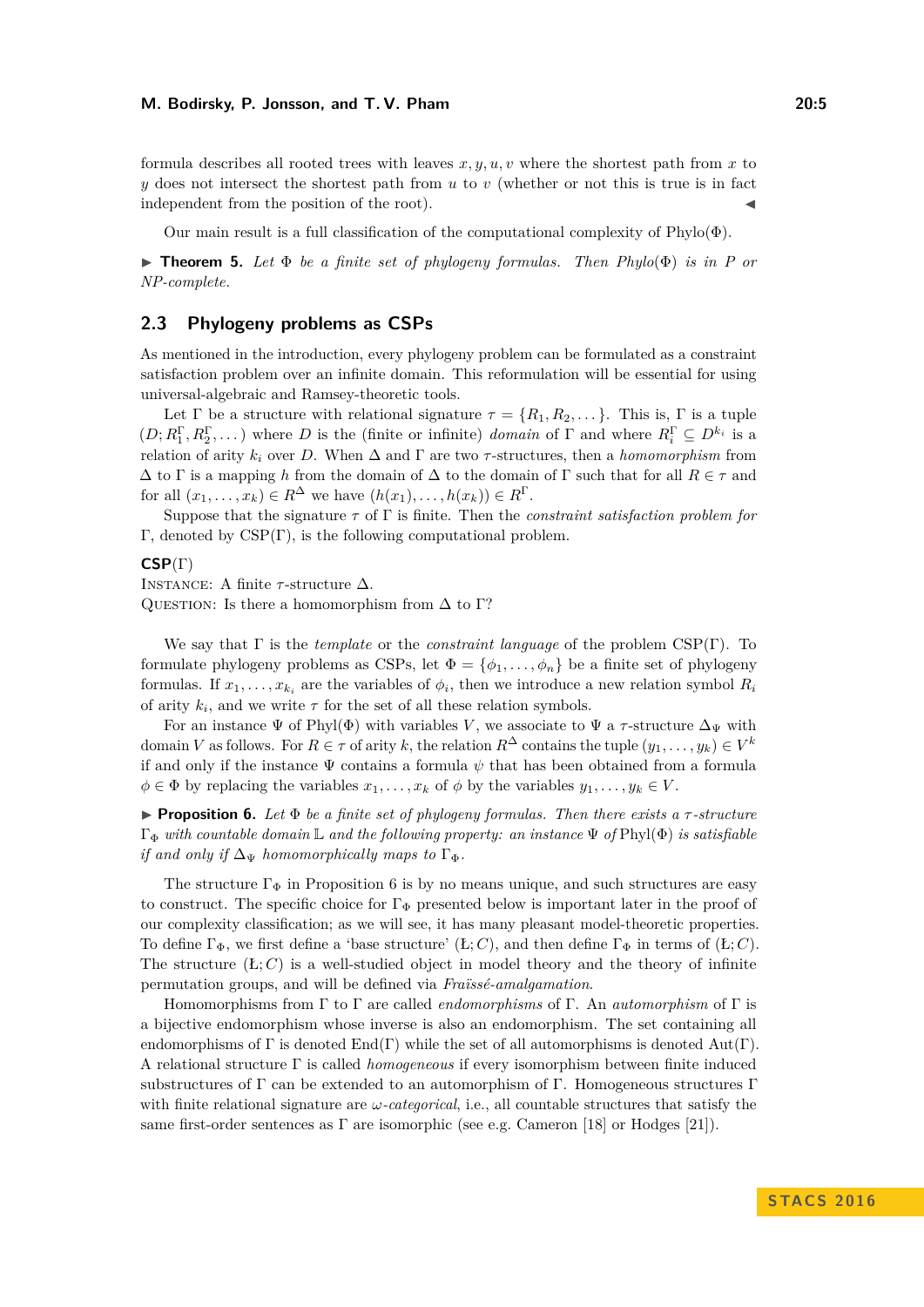formula describes all rooted trees with leaves $x, y, u, v$ where the shortest path from $x$ to $y$ does not intersect the shortest path from $u$ to $v$ (whether or not this is true is in fact independent from the position of the root). ◀

Our main result is a full classification of the computational complexity of Phylo($\Phi$).

▶ **Theorem 5.** *Let $\Phi$ be a finite set of phylogeny formulas. Then Phylo($\Phi$) is in P or NP-complete.*

## 2.3 Phylogeny problems as CSPs

As mentioned in the introduction, every phylogeny problem can be formulated as a constraint satisfaction problem over an infinite domain. This reformulation will be essential for using universal-algebraic and Ramsey-theoretic tools.

Let $\Gamma$ be a structure with relational signature $\tau = \{R_1, R_2, \dots\}$. This is, $\Gamma$ is a tuple $(D; R_1^\Gamma, R_2^\Gamma, \dots)$ where $D$ is the (finite or infinite) *domain* of $\Gamma$ and where $R_i^\Gamma \subseteq D^{k_i}$ is a relation of arity $k_i$ over $D$. When $\Delta$ and $\Gamma$ are two $\tau$-structures, then a *homomorphism* from $\Delta$ to $\Gamma$ is a mapping $h$ from the domain of $\Delta$ to the domain of $\Gamma$ such that for all $R \in \tau$ and for all $(x_1, \dots, x_k) \in R^\Delta$ we have $(h(x_1), \dots, h(x_k)) \in R^\Gamma$.

Suppose that the signature $\tau$ of $\Gamma$ is finite. Then the *constraint satisfaction problem for* $\Gamma$, denoted by CSP($\Gamma$), is the following computational problem.

**CSP**($\Gamma$)
INSTANCE: A finite $\tau$-structure $\Delta$.
QUESTION: Is there a homomorphism from $\Delta$ to $\Gamma$?

We say that $\Gamma$ is the *template* or the *constraint language* of the problem CSP($\Gamma$). To formulate phylogeny problems as CSPs, let $\Phi = \{\phi_1, \dots, \phi_n\}$ be a finite set of phylogeny formulas. If $x_1, \dots, x_{k_i}$ are the variables of $\phi_i$, then we introduce a new relation symbol $R_i$ of arity $k_i$, and we write $\tau$ for the set of all these relation symbols.

For an instance $\Psi$ of Phyl($\Phi$) with variables $V$, we associate to $\Psi$ a $\tau$-structure $\Delta_\Psi$ with domain $V$ as follows. For $R \in \tau$ of arity $k$, the relation $R^\Delta$ contains the tuple $(y_1, \dots, y_k) \in V^k$ if and only if the instance $\Psi$ contains a formula $\psi$ that has been obtained from a formula $\phi \in \Phi$ by replacing the variables $x_1, \dots, x_k$ of $\phi$ by the variables $y_1, \dots, y_k \in V$.

▶ **Proposition 6.** *Let $\Phi$ be a finite set of phylogeny formulas. Then there exists a $\tau$-structure $\Gamma_\Phi$ with countable domain $\mathbb{L}$ and the following property: an instance $\Psi$ of Phyl($\Phi$) is satisfiable if and only if $\Delta_\Psi$ homomorphically maps to $\Gamma_\Phi$.*

The structure $\Gamma_\Phi$ in Proposition 6 is by no means unique, and such structures are easy to construct. The specific choice for $\Gamma_\Phi$ presented below is important later in the proof of our complexity classification; as we will see, it has many pleasant model-theoretic properties. To define $\Gamma_\Phi$, we first define a 'base structure' $(Ł; C)$, and then define $\Gamma_\Phi$ in terms of $(Ł; C)$. The structure $(Ł; C)$ is a well-studied object in model theory and the theory of infinite permutation groups, and will be defined via *Fraïssé-amalgamation*.

Homomorphisms from $\Gamma$ to $\Gamma$ are called *endomorphisms* of $\Gamma$. An *automorphism* of $\Gamma$ is a bijective endomorphism whose inverse is also an endomorphism. The set containing all endomorphisms of $\Gamma$ is denoted End($\Gamma$) while the set of all automorphisms is denoted Aut($\Gamma$). A relational structure $\Gamma$ is called *homogeneous* if every isomorphism between finite induced substructures of $\Gamma$ can be extended to an automorphism of $\Gamma$. Homogeneous structures $\Gamma$ with finite relational signature are *$\omega$-categorical*, i.e., all countable structures that satisfy the same first-order sentences as $\Gamma$ are isomorphic (see e.g. Cameron [18] or Hodges [21]).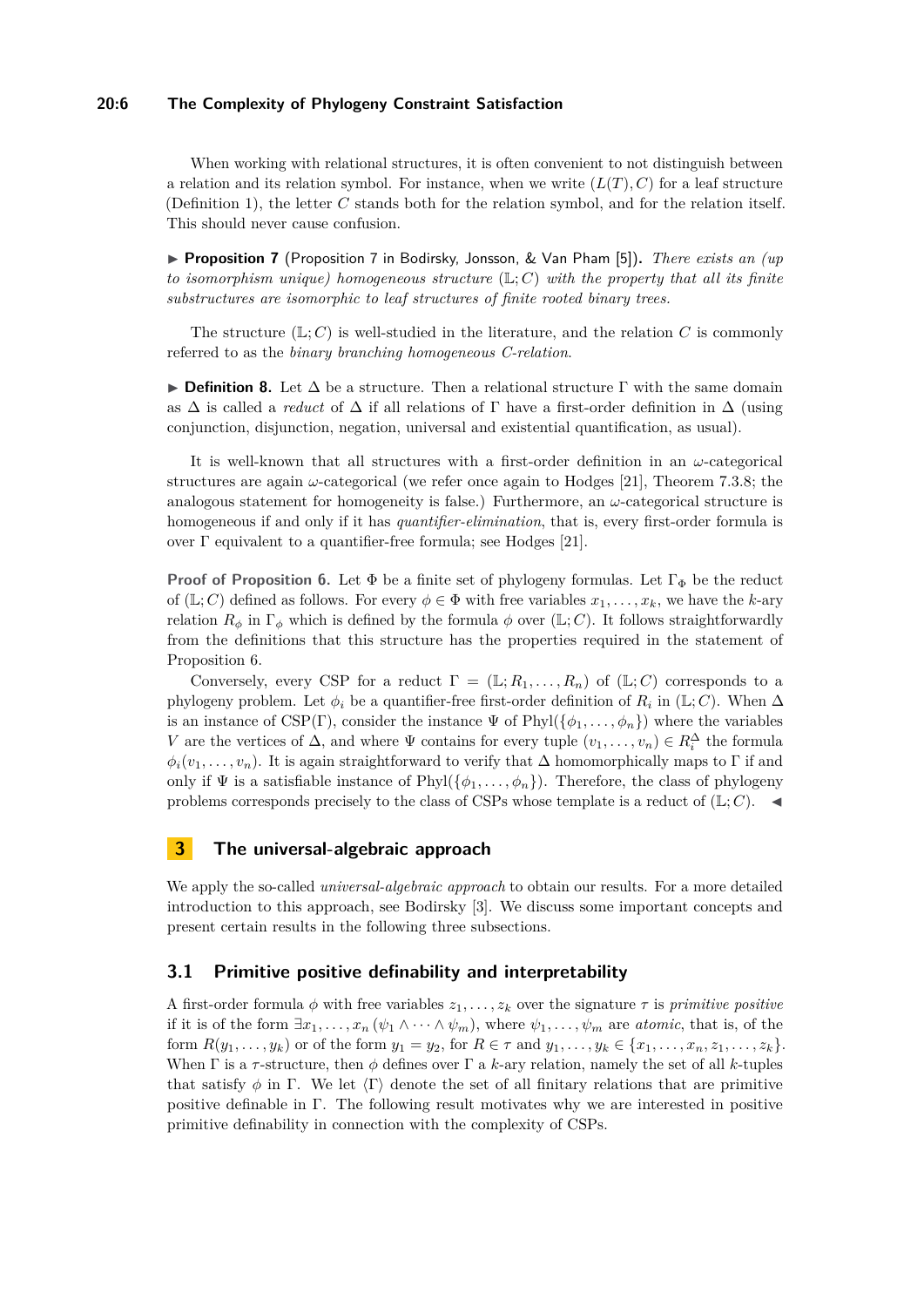When working with relational structures, it is often convenient to not distinguish between a relation and its relation symbol. For instance, when we write $(L(T), C)$ for a leaf structure (Definition 1), the letter $C$ stands both for the relation symbol, and for the relation itself. This should never cause confusion.

▶ **Proposition 7** (Proposition 7 in Bodirsky, Jonsson, & Van Pham [5]). *There exists an (up to isomorphism unique) homogeneous structure $(\mathbb{L}; C)$ with the property that all its finite substructures are isomorphic to leaf structures of finite rooted binary trees.*

The structure $(\mathbb{L}; C)$ is well-studied in the literature, and the relation $C$ is commonly referred to as the *binary branching homogeneous C-relation*.

▶ **Definition 8.** Let $\Delta$ be a structure. Then a relational structure $\Gamma$ with the same domain as $\Delta$ is called a *reduct* of $\Delta$ if all relations of $\Gamma$ have a first-order definition in $\Delta$ (using conjunction, disjunction, negation, universal and existential quantification, as usual).

It is well-known that all structures with a first-order definition in an $\omega$-categorical structures are again $\omega$-categorical (we refer once again to Hodges [21], Theorem 7.3.8; the analogous statement for homogeneity is false.) Furthermore, an $\omega$-categorical structure is homogeneous if and only if it has *quantifier-elimination*, that is, every first-order formula is over $\Gamma$ equivalent to a quantifier-free formula; see Hodges [21].

**Proof of Proposition 6.** Let $\Phi$ be a finite set of phylogeny formulas. Let $\Gamma_\Phi$ be the reduct of $(\mathbb{L}; C)$ defined as follows. For every $\phi \in \Phi$ with free variables $x_1, \ldots, x_k$, we have the $k$-ary relation $R_\phi$ in $\Gamma_\phi$ which is defined by the formula $\phi$ over $(\mathbb{L}; C)$. It follows straightforwardly from the definitions that this structure has the properties required in the statement of Proposition 6.

Conversely, every CSP for a reduct $\Gamma = (\mathbb{L}; R_1, \ldots, R_n)$ of $(\mathbb{L}; C)$ corresponds to a phylogeny problem. Let $\phi_i$ be a quantifier-free first-order definition of $R_i$ in $(\mathbb{L}; C)$. When $\Delta$ is an instance of CSP($\Gamma$), consider the instance $\Psi$ of Phyl($\{\phi_1, \ldots, \phi_n\}$) where the variables $V$ are the vertices of $\Delta$, and where $\Psi$ contains for every tuple $(v_1, \ldots, v_n) \in R_i^\Delta$ the formula $\phi_i(v_1, \ldots, v_n)$. It is again straightforward to verify that $\Delta$ homomorphically maps to $\Gamma$ if and only if $\Psi$ is a satisfiable instance of Phyl($\{\phi_1, \ldots, \phi_n\}$). Therefore, the class of phylogeny problems corresponds precisely to the class of CSPs whose template is a reduct of $(\mathbb{L}; C)$. ◀

# 3 The universal-algebraic approach

We apply the so-called *universal-algebraic approach* to obtain our results. For a more detailed introduction to this approach, see Bodirsky [3]. We discuss some important concepts and present certain results in the following three subsections.

## 3.1 Primitive positive definability and interpretability

A first-order formula $\phi$ with free variables $z_1, \ldots, z_k$ over the signature $\tau$ is *primitive positive* if it is of the form $\exists x_1, \ldots, x_n \, (\psi_1 \wedge \cdots \wedge \psi_m)$, where $\psi_1, \ldots, \psi_m$ are *atomic*, that is, of the form $R(y_1, \ldots, y_k)$ or of the form $y_1 = y_2$, for $R \in \tau$ and $y_1, \ldots, y_k \in \{x_1, \ldots, x_n, z_1, \ldots, z_k\}$. When $\Gamma$ is a $\tau$-structure, then $\phi$ defines over $\Gamma$ a $k$-ary relation, namely the set of all $k$-tuples that satisfy $\phi$ in $\Gamma$. We let $\langle \Gamma \rangle$ denote the set of all finitary relations that are primitive positive definable in $\Gamma$. The following result motivates why we are interested in positive primitive definability in connection with the complexity of CSPs.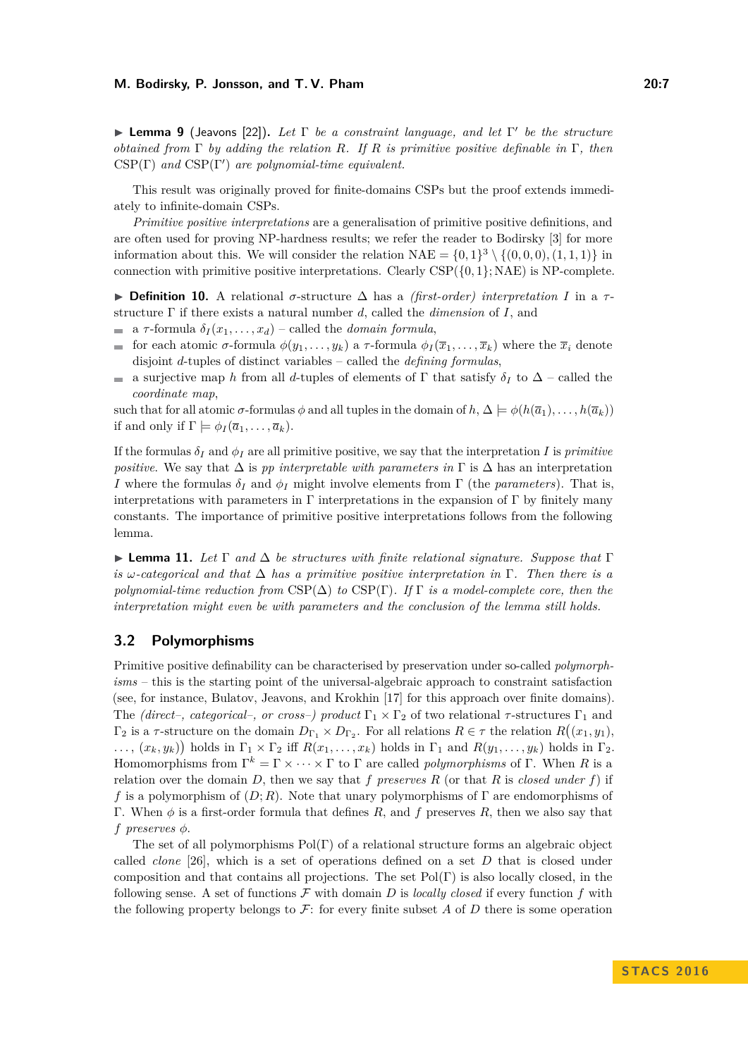▶ **Lemma 9** (Jeavons [22])**.** *Let* $\Gamma$ *be a constraint language, and let* $\Gamma'$ *be the structure obtained from* $\Gamma$ *by adding the relation* $R$*. If* $R$ *is primitive positive definable in* $\Gamma$*, then* $\mathrm{CSP}(\Gamma)$ *and* $\mathrm{CSP}(\Gamma')$ *are polynomial-time equivalent.*

This result was originally proved for finite-domains CSPs but the proof extends immediately to infinite-domain CSPs.

*Primitive positive interpretations* are a generalisation of primitive positive definitions, and are often used for proving NP-hardness results; we refer the reader to Bodirsky [3] for more information about this. We will consider the relation $\mathrm{NAE} = \{0,1\}^3 \setminus \{(0,0,0),(1,1,1)\}$ in connection with primitive positive interpretations. Clearly $\mathrm{CSP}(\{0,1\};\mathrm{NAE})$ is NP-complete.

▶ **Definition 10.** A relational $\sigma$-structure $\Delta$ has a *(first-order) interpretation* $I$ in a $\tau$-structure $\Gamma$ if there exists a natural number $d$, called the *dimension* of $I$, and

- a $\tau$-formula $\delta_I(x_1,\dots,x_d)$ – called the *domain formula*,
- for each atomic $\sigma$-formula $\phi(y_1,\dots,y_k)$ a $\tau$-formula $\phi_I(\overline{x}_1,\dots,\overline{x}_k)$ where the $\overline{x}_i$ denote disjoint $d$-tuples of distinct variables – called the *defining formulas*,
- a surjective map $h$ from all $d$-tuples of elements of $\Gamma$ that satisfy $\delta_I$ to $\Delta$ – called the *coordinate map*,

such that for all atomic $\sigma$-formulas $\phi$ and all tuples in the domain of $h$, $\Delta \models \phi(h(\overline{a}_1),\dots,h(\overline{a}_k))$ if and only if $\Gamma \models \phi_I(\overline{a}_1,\dots,\overline{a}_k)$.

If the formulas $\delta_I$ and $\phi_I$ are all primitive positive, we say that the interpretation $I$ is *primitive positive*. We say that $\Delta$ is *pp interpretable with parameters in* $\Gamma$ is $\Delta$ has an interpretation $I$ where the formulas $\delta_I$ and $\phi_I$ might involve elements from $\Gamma$ (the *parameters*). That is, interpretations with parameters in $\Gamma$ interpretations in the expansion of $\Gamma$ by finitely many constants. The importance of primitive positive interpretations follows from the following lemma.

▶ **Lemma 11.** *Let* $\Gamma$ *and* $\Delta$ *be structures with finite relational signature. Suppose that* $\Gamma$ *is* $\omega$*-categorical and that* $\Delta$ *has a primitive positive interpretation in* $\Gamma$*. Then there is a polynomial-time reduction from* $\mathrm{CSP}(\Delta)$ *to* $\mathrm{CSP}(\Gamma)$*. If* $\Gamma$ *is a model-complete core, then the interpretation might even be with parameters and the conclusion of the lemma still holds.*

## 3.2 Polymorphisms

Primitive positive definability can be characterised by preservation under so-called *polymorphisms* – this is the starting point of the universal-algebraic approach to constraint satisfaction (see, for instance, Bulatov, Jeavons, and Krokhin [17] for this approach over finite domains). The *(direct–, categorical–, or cross–) product* $\Gamma_1 \times \Gamma_2$ of two relational $\tau$-structures $\Gamma_1$ and $\Gamma_2$ is a $\tau$-structure on the domain $D_{\Gamma_1} \times D_{\Gamma_2}$. For all relations $R \in \tau$ the relation $R\big((x_1,y_1),\dots,(x_k,y_k)\big)$ holds in $\Gamma_1 \times \Gamma_2$ iff $R(x_1,\dots,x_k)$ holds in $\Gamma_1$ and $R(y_1,\dots,y_k)$ holds in $\Gamma_2$. Homomorphisms from $\Gamma^k = \Gamma \times \cdots \times \Gamma$ to $\Gamma$ are called *polymorphisms* of $\Gamma$. When $R$ is a relation over the domain $D$, then we say that $f$ *preserves* $R$ (or that $R$ is *closed under* $f$) if $f$ is a polymorphism of $(D;R)$. Note that unary polymorphisms of $\Gamma$ are endomorphisms of $\Gamma$. When $\phi$ is a first-order formula that defines $R$, and $f$ preserves $R$, then we also say that $f$ *preserves* $\phi$.

The set of all polymorphisms $\mathrm{Pol}(\Gamma)$ of a relational structure forms an algebraic object called *clone* [26], which is a set of operations defined on a set $D$ that is closed under composition and that contains all projections. The set $\mathrm{Pol}(\Gamma)$ is also locally closed, in the following sense. A set of functions $\mathcal{F}$ with domain $D$ is *locally closed* if every function $f$ with the following property belongs to $\mathcal{F}$: for every finite subset $A$ of $D$ there is some operation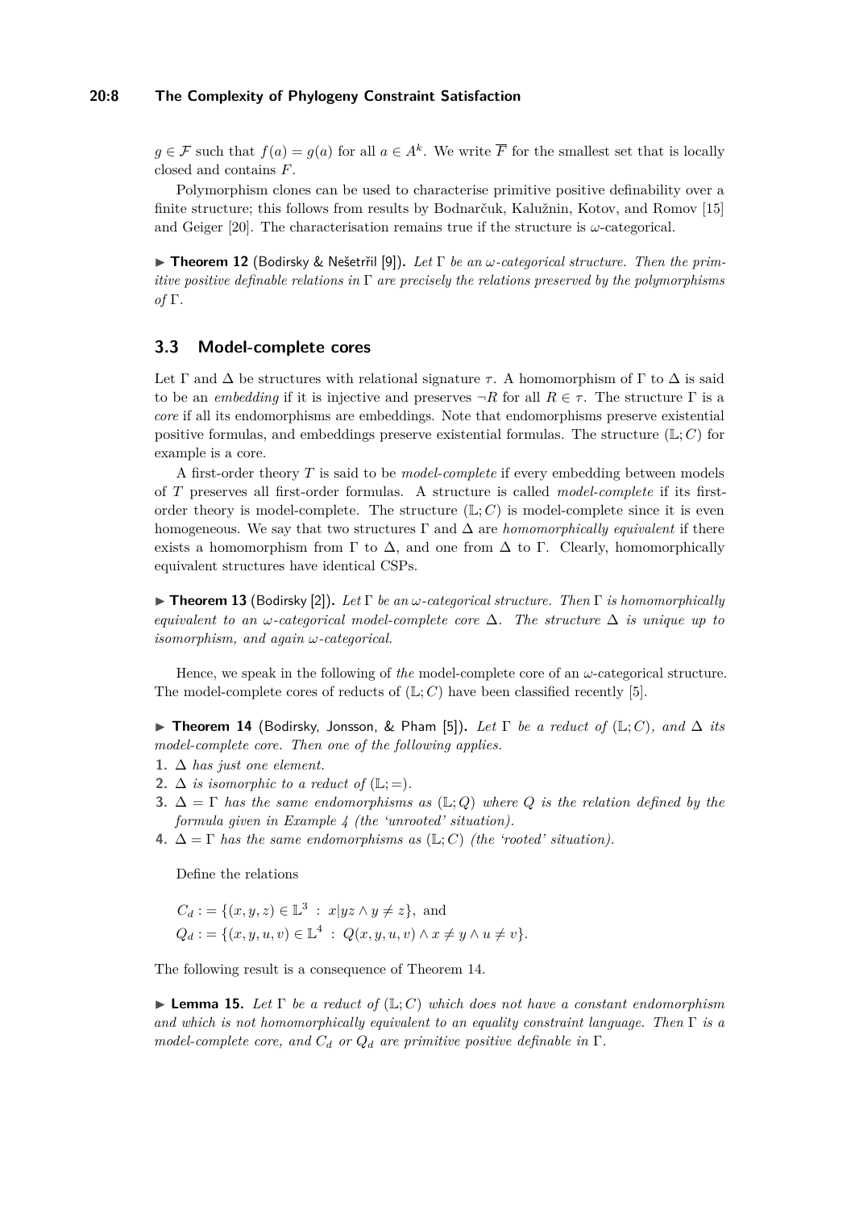$g \in \mathcal{F}$ such that $f(a) = g(a)$ for all $a \in A^k$. We write $\overline{F}$ for the smallest set that is locally closed and contains $F$.

Polymorphism clones can be used to characterise primitive positive definability over a finite structure; this follows from results by Bodnarčuk, Kalužnin, Kotov, and Romov [15] and Geiger [20]. The characterisation remains true if the structure is $\omega$-categorical.

▶ **Theorem 12** (Bodirsky & Nešetřil [9])**.** *Let $\Gamma$ be an $\omega$-categorical structure. Then the primitive positive definable relations in $\Gamma$ are precisely the relations preserved by the polymorphisms of $\Gamma$.*

## 3.3 Model-complete cores

Let $\Gamma$ and $\Delta$ be structures with relational signature $\tau$. A homomorphism of $\Gamma$ to $\Delta$ is said to be an *embedding* if it is injective and preserves $\neg R$ for all $R \in \tau$. The structure $\Gamma$ is a *core* if all its endomorphisms are embeddings. Note that endomorphisms preserve existential positive formulas, and embeddings preserve existential formulas. The structure $(\mathbb{L}; C)$ for example is a core.

A first-order theory $T$ is said to be *model-complete* if every embedding between models of $T$ preserves all first-order formulas. A structure is called *model-complete* if its first-order theory is model-complete. The structure $(\mathbb{L}; C)$ is model-complete since it is even homogeneous. We say that two structures $\Gamma$ and $\Delta$ are *homomorphically equivalent* if there exists a homomorphism from $\Gamma$ to $\Delta$, and one from $\Delta$ to $\Gamma$. Clearly, homomorphically equivalent structures have identical CSPs.

▶ **Theorem 13** (Bodirsky [2])**.** *Let $\Gamma$ be an $\omega$-categorical structure. Then $\Gamma$ is homomorphically equivalent to an $\omega$-categorical model-complete core $\Delta$. The structure $\Delta$ is unique up to isomorphism, and again $\omega$-categorical.*

Hence, we speak in the following of *the* model-complete core of an $\omega$-categorical structure. The model-complete cores of reducts of $(\mathbb{L}; C)$ have been classified recently [5].

▶ **Theorem 14** (Bodirsky, Jonsson, & Pham [5])**.** *Let $\Gamma$ be a reduct of $(\mathbb{L}; C)$, and $\Delta$ its model-complete core. Then one of the following applies.*

1. *$\Delta$ has just one element.*
2. *$\Delta$ is isomorphic to a reduct of $(\mathbb{L}; =)$.*
3. *$\Delta = \Gamma$ has the same endomorphisms as $(\mathbb{L}; Q)$ where $Q$ is the relation defined by the formula given in Example 4 (the 'unrooted' situation).*
4. *$\Delta = \Gamma$ has the same endomorphisms as $(\mathbb{L}; C)$ (the 'rooted' situation).*

Define the relations

$$C_d := \{(x, y, z) \in \mathbb{L}^3 \ : \ x|yz \wedge y \neq z\}, \text{ and}$$
$$Q_d := \{(x, y, u, v) \in \mathbb{L}^4 \ : \ Q(x, y, u, v) \wedge x \neq y \wedge u \neq v\}.$$

The following result is a consequence of Theorem 14.

▶ **Lemma 15.** *Let $\Gamma$ be a reduct of $(\mathbb{L}; C)$ which does not have a constant endomorphism and which is not homomorphically equivalent to an equality constraint language. Then $\Gamma$ is a model-complete core, and $C_d$ or $Q_d$ are primitive positive definable in $\Gamma$.*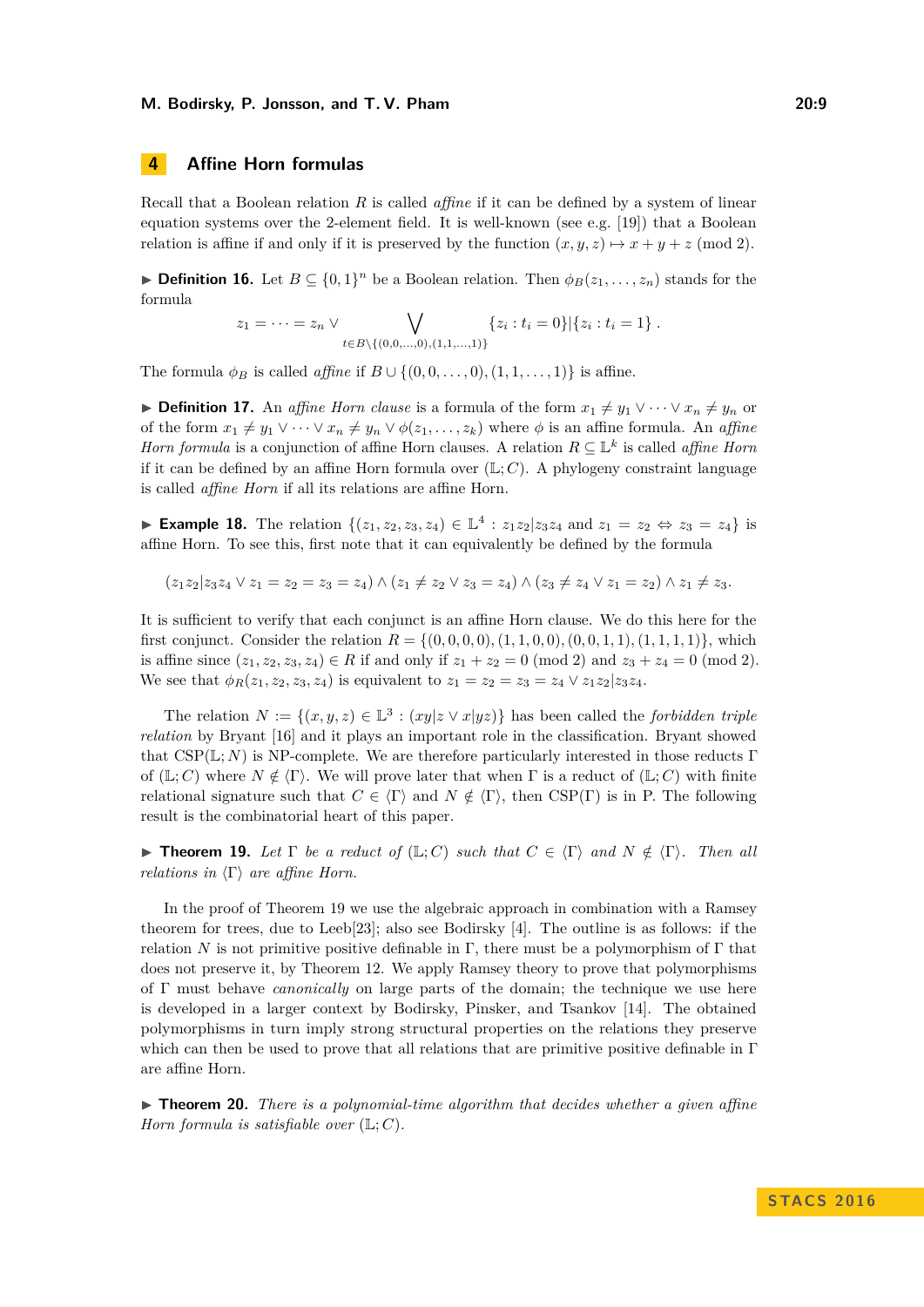## 4 Affine Horn formulas

Recall that a Boolean relation $R$ is called *affine* if it can be defined by a system of linear equation systems over the 2-element field. It is well-known (see e.g. [19]) that a Boolean relation is affine if and only if it is preserved by the function $(x, y, z) \mapsto x + y + z \pmod 2$.

▶ **Definition 16.** Let $B \subseteq \{0,1\}^n$ be a Boolean relation. Then $\phi_B(z_1, \dots, z_n)$ stands for the formula

$$z_1 = \cdots = z_n \vee \bigvee_{t \in B \setminus \{(0,0,\dots,0),(1,1,\dots,1)\}} \{z_i : t_i = 0\} | \{z_i : t_i = 1\} .$$

The formula $\phi_B$ is called *affine* if $B \cup \{(0, 0, \dots, 0), (1, 1, \dots, 1)\}$ is affine.

▶ **Definition 17.** An *affine Horn clause* is a formula of the form $x_1 \neq y_1 \vee \cdots \vee x_n \neq y_n$ or of the form $x_1 \neq y_1 \vee \cdots \vee x_n \neq y_n \vee \phi(z_1, \dots, z_k)$ where $\phi$ is an affine formula. An *affine Horn formula* is a conjunction of affine Horn clauses. A relation $R \subseteq \mathbb{L}^k$ is called *affine Horn* if it can be defined by an affine Horn formula over $(\mathbb{L}; C)$. A phylogeny constraint language is called *affine Horn* if all its relations are affine Horn.

▶ **Example 18.** The relation $\{(z_1, z_2, z_3, z_4) \in \mathbb{L}^4 : z_1z_2|z_3z_4 \text{ and } z_1 = z_2 \Leftrightarrow z_3 = z_4\}$ is affine Horn. To see this, first note that it can equivalently be defined by the formula

$$(z_1z_2|z_3z_4 \vee z_1 = z_2 = z_3 = z_4) \wedge (z_1 \neq z_2 \vee z_3 = z_4) \wedge (z_3 \neq z_4 \vee z_1 = z_2) \wedge z_1 \neq z_3.$$

It is sufficient to verify that each conjunct is an affine Horn clause. We do this here for the first conjunct. Consider the relation $R = \{(0, 0, 0, 0), (1, 1, 0, 0), (0, 0, 1, 1), (1, 1, 1, 1)\}$, which is affine since $(z_1, z_2, z_3, z_4) \in R$ if and only if $z_1 + z_2 = 0 \pmod 2$ and $z_3 + z_4 = 0 \pmod 2$. We see that $\phi_R(z_1, z_2, z_3, z_4)$ is equivalent to $z_1 = z_2 = z_3 = z_4 \vee z_1z_2|z_3z_4$.

The relation $N := \{(x, y, z) \in \mathbb{L}^3 : (xy|z \vee x|yz)\}$ has been called the *forbidden triple relation* by Bryant [16] and it plays an important role in the classification. Bryant showed that CSP$(\mathbb{L}; N)$ is NP-complete. We are therefore particularly interested in those reducts $\Gamma$ of $(\mathbb{L}; C)$ where $N \notin \langle\Gamma\rangle$. We will prove later that when $\Gamma$ is a reduct of $(\mathbb{L}; C)$ with finite relational signature such that $C \in \langle\Gamma\rangle$ and $N \notin \langle\Gamma\rangle$, then CSP$(\Gamma)$ is in P. The following result is the combinatorial heart of this paper.

▶ **Theorem 19.** *Let $\Gamma$ be a reduct of $(\mathbb{L}; C)$ such that $C \in \langle\Gamma\rangle$ and $N \notin \langle\Gamma\rangle$. Then all relations in $\langle\Gamma\rangle$ are affine Horn.*

In the proof of Theorem 19 we use the algebraic approach in combination with a Ramsey theorem for trees, due to Leeb[23]; also see Bodirsky [4]. The outline is as follows: if the relation $N$ is not primitive positive definable in $\Gamma$, there must be a polymorphism of $\Gamma$ that does not preserve it, by Theorem 12. We apply Ramsey theory to prove that polymorphisms of $\Gamma$ must behave *canonically* on large parts of the domain; the technique we use here is developed in a larger context by Bodirsky, Pinsker, and Tsankov [14]. The obtained polymorphisms in turn imply strong structural properties on the relations they preserve which can then be used to prove that all relations that are primitive positive definable in $\Gamma$ are affine Horn.

▶ **Theorem 20.** *There is a polynomial-time algorithm that decides whether a given affine Horn formula is satisfiable over $(\mathbb{L}; C)$.*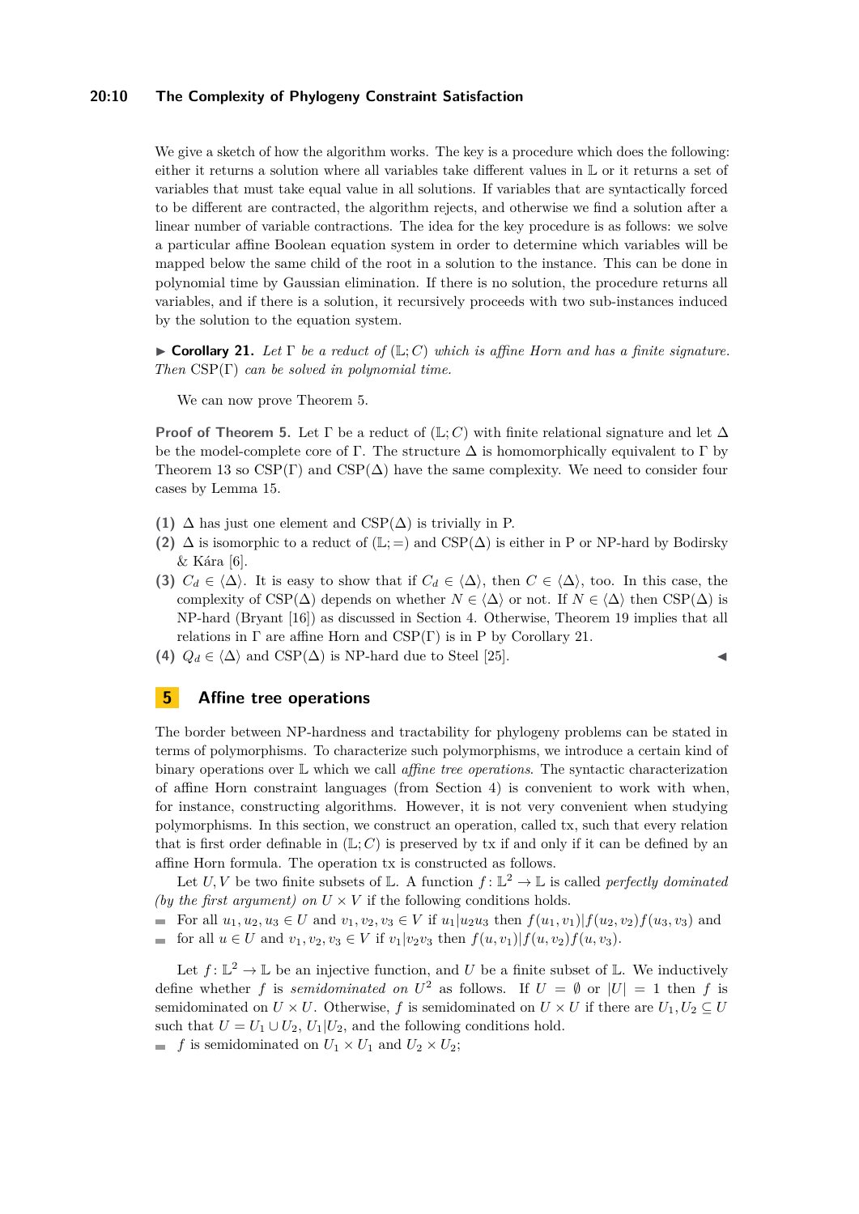We give a sketch of how the algorithm works. The key is a procedure which does the following: either it returns a solution where all variables take different values in $\mathbb{L}$ or it returns a set of variables that must take equal value in all solutions. If variables that are syntactically forced to be different are contracted, the algorithm rejects, and otherwise we find a solution after a linear number of variable contractions. The idea for the key procedure is as follows: we solve a particular affine Boolean equation system in order to determine which variables will be mapped below the same child of the root in a solution to the instance. This can be done in polynomial time by Gaussian elimination. If there is no solution, the procedure returns all variables, and if there is a solution, it recursively proceeds with two sub-instances induced by the solution to the equation system.

▶ **Corollary 21.** *Let $\Gamma$ be a reduct of $(\mathbb{L}; C)$ which is affine Horn and has a finite signature. Then* CSP$(\Gamma)$ *can be solved in polynomial time.*

We can now prove Theorem 5.

**Proof of Theorem 5.** Let $\Gamma$ be a reduct of $(\mathbb{L}; C)$ with finite relational signature and let $\Delta$ be the model-complete core of $\Gamma$. The structure $\Delta$ is homomorphically equivalent to $\Gamma$ by Theorem 13 so CSP$(\Gamma)$ and CSP$(\Delta)$ have the same complexity. We need to consider four cases by Lemma 15.

**(1)** $\Delta$ has just one element and CSP$(\Delta)$ is trivially in P.
**(2)** $\Delta$ is isomorphic to a reduct of $(\mathbb{L}; =)$ and CSP$(\Delta)$ is either in P or NP-hard by Bodirsky & Kára [6].
**(3)** $C_d \in \langle \Delta \rangle$. It is easy to show that if $C_d \in \langle \Delta \rangle$, then $C \in \langle \Delta \rangle$, too. In this case, the complexity of CSP$(\Delta)$ depends on whether $N \in \langle \Delta \rangle$ or not. If $N \in \langle \Delta \rangle$ then CSP$(\Delta)$ is NP-hard (Bryant [16]) as discussed in Section 4. Otherwise, Theorem 19 implies that all relations in $\Gamma$ are affine Horn and CSP$(\Gamma)$ is in P by Corollary 21.
**(4)** $Q_d \in \langle \Delta \rangle$ and CSP$(\Delta)$ is NP-hard due to Steel [25]. ◀

## 5 Affine tree operations

The border between NP-hardness and tractability for phylogeny problems can be stated in terms of polymorphisms. To characterize such polymorphisms, we introduce a certain kind of binary operations over $\mathbb{L}$ which we call *affine tree operations*. The syntactic characterization of affine Horn constraint languages (from Section 4) is convenient to work with when, for instance, constructing algorithms. However, it is not very convenient when studying polymorphisms. In this section, we construct an operation, called tx, such that every relation that is first order definable in $(\mathbb{L}; C)$ is preserved by tx if and only if it can be defined by an affine Horn formula. The operation tx is constructed as follows.

Let $U, V$ be two finite subsets of $\mathbb{L}$. A function $f : \mathbb{L}^2 \to \mathbb{L}$ is called *perfectly dominated (by the first argument) on* $U \times V$ if the following conditions holds.

- For all $u_1, u_2, u_3 \in U$ and $v_1, v_2, v_3 \in V$ if $u_1|u_2u_3$ then $f(u_1, v_1)|f(u_2, v_2)f(u_3, v_3)$ and
- for all $u \in U$ and $v_1, v_2, v_3 \in V$ if $v_1|v_2v_3$ then $f(u, v_1)|f(u, v_2)f(u, v_3)$.

Let $f : \mathbb{L}^2 \to \mathbb{L}$ be an injective function, and $U$ be a finite subset of $\mathbb{L}$. We inductively define whether $f$ is *semidominated on* $U^2$ as follows. If $U = \emptyset$ or $|U| = 1$ then $f$ is semidominated on $U \times U$. Otherwise, $f$ is semidominated on $U \times U$ if there are $U_1, U_2 \subseteq U$ such that $U = U_1 \cup U_2$, $U_1|U_2$, and the following conditions hold.

- $f$ is semidominated on $U_1 \times U_1$ and $U_2 \times U_2$;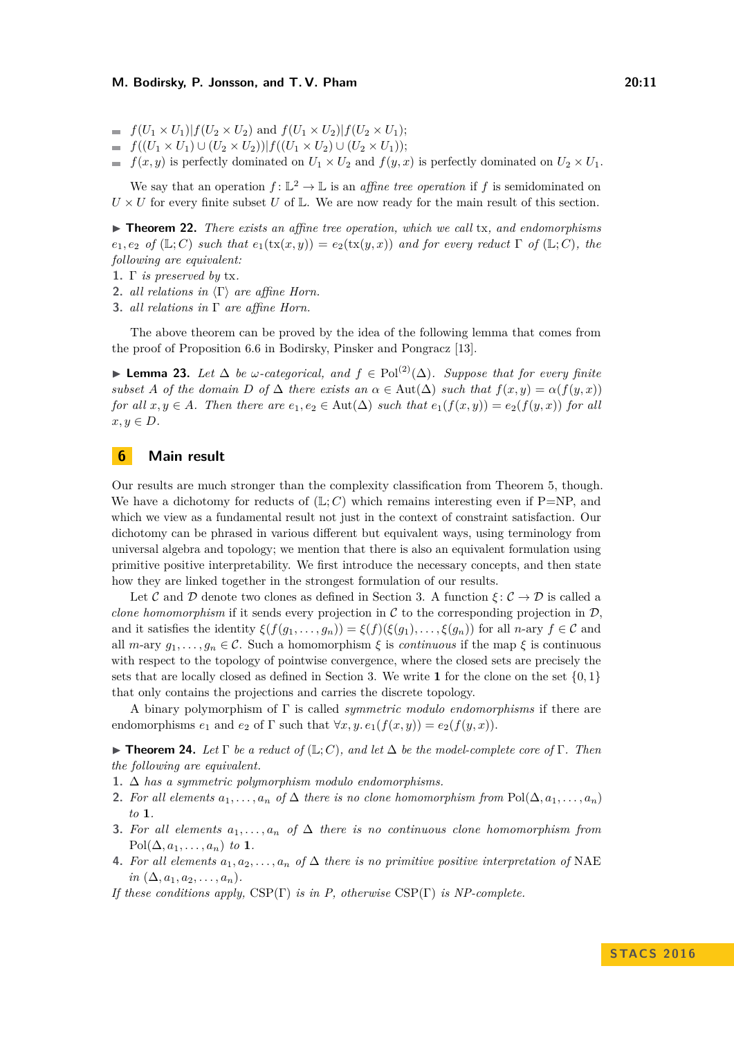- $f(U_1 \times U_1) | f(U_2 \times U_2)$ and $f(U_1 \times U_2) | f(U_2 \times U_1)$;
- $f((U_1 \times U_1) \cup (U_2 \times U_2)) | f((U_1 \times U_2) \cup (U_2 \times U_1))$;
- $f(x, y)$ is perfectly dominated on $U_1 \times U_2$ and $f(y, x)$ is perfectly dominated on $U_2 \times U_1$.

We say that an operation $f : \mathbb{L}^2 \to \mathbb{L}$ is an *affine tree operation* if $f$ is semidominated on $U \times U$ for every finite subset $U$ of $\mathbb{L}$. We are now ready for the main result of this section.

▶ **Theorem 22.** *There exists an affine tree operation, which we call* tx, *and endomorphisms $e_1, e_2$ of $(\mathbb{L}; C)$ such that $e_1(\text{tx}(x, y)) = e_2(\text{tx}(y, x))$ and for every reduct $\Gamma$ of $(\mathbb{L}; C)$, the following are equivalent:*

1. *$\Gamma$ is preserved by* tx.
2. *all relations in $\langle \Gamma \rangle$ are affine Horn.*
3. *all relations in $\Gamma$ are affine Horn.*

The above theorem can be proved by the idea of the following lemma that comes from the proof of Proposition 6.6 in Bodirsky, Pinsker and Pongracz [13].

▶ **Lemma 23.** *Let $\Delta$ be $\omega$-categorical, and $f \in \text{Pol}^{(2)}(\Delta)$. Suppose that for every finite subset $A$ of the domain $D$ of $\Delta$ there exists an $\alpha \in \text{Aut}(\Delta)$ such that $f(x, y) = \alpha(f(y, x))$ for all $x, y \in A$. Then there are $e_1, e_2 \in \text{Aut}(\Delta)$ such that $e_1(f(x, y)) = e_2(f(y, x))$ for all $x, y \in D$.*

## 6 Main result

Our results are much stronger than the complexity classification from Theorem 5, though. We have a dichotomy for reducts of $(\mathbb{L}; C)$ which remains interesting even if P=NP, and which we view as a fundamental result not just in the context of constraint satisfaction. Our dichotomy can be phrased in various different but equivalent ways, using terminology from universal algebra and topology; we mention that there is also an equivalent formulation using primitive positive interpretability. We first introduce the necessary concepts, and then state how they are linked together in the strongest formulation of our results.

Let $\mathcal{C}$ and $\mathcal{D}$ denote two clones as defined in Section 3. A function $\xi : \mathcal{C} \to \mathcal{D}$ is called a *clone homomorphism* if it sends every projection in $\mathcal{C}$ to the corresponding projection in $\mathcal{D}$, and it satisfies the identity $\xi(f(g_1, \dots, g_n)) = \xi(f)(\xi(g_1), \dots, \xi(g_n))$ for all $n$-ary $f \in \mathcal{C}$ and all $m$-ary $g_1, \dots, g_n \in \mathcal{C}$. Such a homomorphism $\xi$ is *continuous* if the map $\xi$ is continuous with respect to the topology of pointwise convergence, where the closed sets are precisely the sets that are locally closed as defined in Section 3. We write $\mathbf{1}$ for the clone on the set $\{0, 1\}$ that only contains the projections and carries the discrete topology.

A binary polymorphism of $\Gamma$ is called *symmetric modulo endomorphisms* if there are endomorphisms $e_1$ and $e_2$ of $\Gamma$ such that $\forall x, y.\, e_1(f(x, y)) = e_2(f(y, x))$.

▶ **Theorem 24.** *Let $\Gamma$ be a reduct of $(\mathbb{L}; C)$, and let $\Delta$ be the model-complete core of $\Gamma$. Then the following are equivalent.*

1. *$\Delta$ has a symmetric polymorphism modulo endomorphisms.*
2. *For all elements $a_1, \dots, a_n$ of $\Delta$ there is no clone homomorphism from $\text{Pol}(\Delta, a_1, \dots, a_n)$ to $\mathbf{1}$.*
3. *For all elements $a_1, \dots, a_n$ of $\Delta$ there is no continuous clone homomorphism from $\text{Pol}(\Delta, a_1, \dots, a_n)$ to $\mathbf{1}$.*
4. *For all elements $a_1, a_2, \dots, a_n$ of $\Delta$ there is no primitive positive interpretation of* NAE *in $(\Delta, a_1, a_2, \dots, a_n)$.*

*If these conditions apply, $\text{CSP}(\Gamma)$ is in P, otherwise $\text{CSP}(\Gamma)$ is NP-complete.*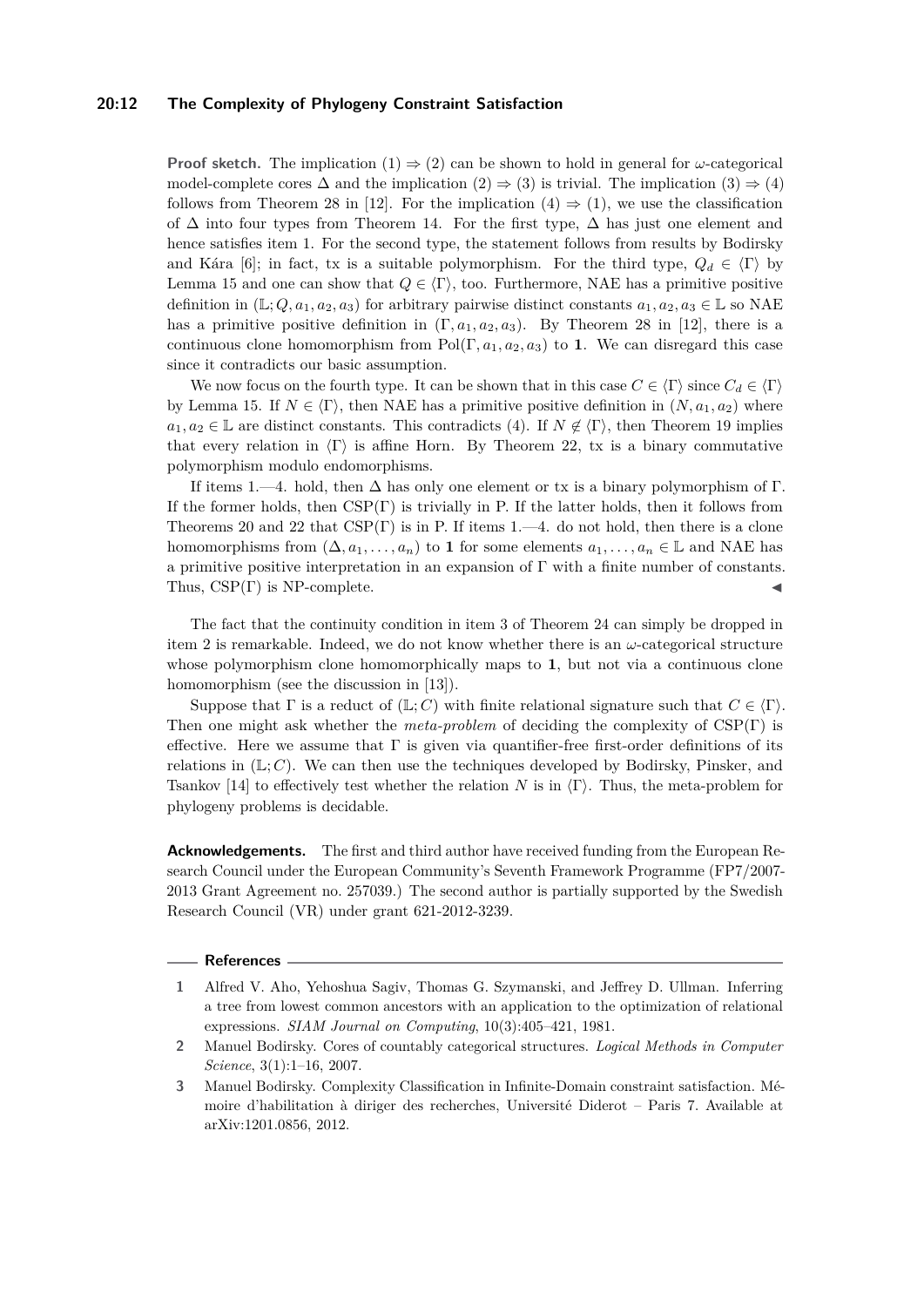**Proof sketch.** The implication (1) ⇒ (2) can be shown to hold in general for $\omega$-categorical model-complete cores $\Delta$ and the implication (2) ⇒ (3) is trivial. The implication (3) ⇒ (4) follows from Theorem 28 in [12]. For the implication (4) ⇒ (1), we use the classification of $\Delta$ into four types from Theorem 14. For the first type, $\Delta$ has just one element and hence satisfies item 1. For the second type, the statement follows from results by Bodirsky and Kára [6]; in fact, tx is a suitable polymorphism. For the third type, $Q_d \in \langle\Gamma\rangle$ by Lemma 15 and one can show that $Q \in \langle\Gamma\rangle$, too. Furthermore, NAE has a primitive positive definition in $(\mathbb{L}; Q, a_1, a_2, a_3)$ for arbitrary pairwise distinct constants $a_1, a_2, a_3 \in \mathbb{L}$ so NAE has a primitive positive definition in $(\Gamma, a_1, a_2, a_3)$. By Theorem 28 in [12], there is a continuous clone homomorphism from $\text{Pol}(\Gamma, a_1, a_2, a_3)$ to **1**. We can disregard this case since it contradicts our basic assumption.

We now focus on the fourth type. It can be shown that in this case $C \in \langle\Gamma\rangle$ since $C_d \in \langle\Gamma\rangle$ by Lemma 15. If $N \in \langle\Gamma\rangle$, then NAE has a primitive positive definition in $(N, a_1, a_2)$ where $a_1, a_2 \in \mathbb{L}$ are distinct constants. This contradicts (4). If $N \notin \langle\Gamma\rangle$, then Theorem 19 implies that every relation in $\langle\Gamma\rangle$ is affine Horn. By Theorem 22, tx is a binary commutative polymorphism modulo endomorphisms.

If items 1.—4. hold, then $\Delta$ has only one element or tx is a binary polymorphism of $\Gamma$. If the former holds, then CSP($\Gamma$) is trivially in P. If the latter holds, then it follows from Theorems 20 and 22 that CSP($\Gamma$) is in P. If items 1.—4. do not hold, then there is a clone homomorphisms from $(\Delta, a_1, \ldots, a_n)$ to **1** for some elements $a_1, \ldots, a_n \in \mathbb{L}$ and NAE has a primitive positive interpretation in an expansion of $\Gamma$ with a finite number of constants. Thus, CSP($\Gamma$) is NP-complete. ◀

The fact that the continuity condition in item 3 of Theorem 24 can simply be dropped in item 2 is remarkable. Indeed, we do not know whether there is an $\omega$-categorical structure whose polymorphism clone homomorphically maps to **1**, but not via a continuous clone homomorphism (see the discussion in [13]).

Suppose that $\Gamma$ is a reduct of $(\mathbb{L}; C)$ with finite relational signature such that $C \in \langle\Gamma\rangle$. Then one might ask whether the *meta-problem* of deciding the complexity of CSP($\Gamma$) is effective. Here we assume that $\Gamma$ is given via quantifier-free first-order definitions of its relations in $(\mathbb{L}; C)$. We can then use the techniques developed by Bodirsky, Pinsker, and Tsankov [14] to effectively test whether the relation $N$ is in $\langle\Gamma\rangle$. Thus, the meta-problem for phylogeny problems is decidable.

**Acknowledgements.** The first and third author have received funding from the European Research Council under the European Community's Seventh Framework Programme (FP7/2007-2013 Grant Agreement no. 257039.) The second author is partially supported by the Swedish Research Council (VR) under grant 621-2012-3239.

## References

1. Alfred V. Aho, Yehoshua Sagiv, Thomas G. Szymanski, and Jeffrey D. Ullman. Inferring a tree from lowest common ancestors with an application to the optimization of relational expressions. *SIAM Journal on Computing*, 10(3):405–421, 1981.
2. Manuel Bodirsky. Cores of countably categorical structures. *Logical Methods in Computer Science*, 3(1):1–16, 2007.
3. Manuel Bodirsky. Complexity Classification in Infinite-Domain constraint satisfaction. Mémoire d'habilitation à diriger des recherches, Université Diderot – Paris 7. Available at arXiv:1201.0856, 2012.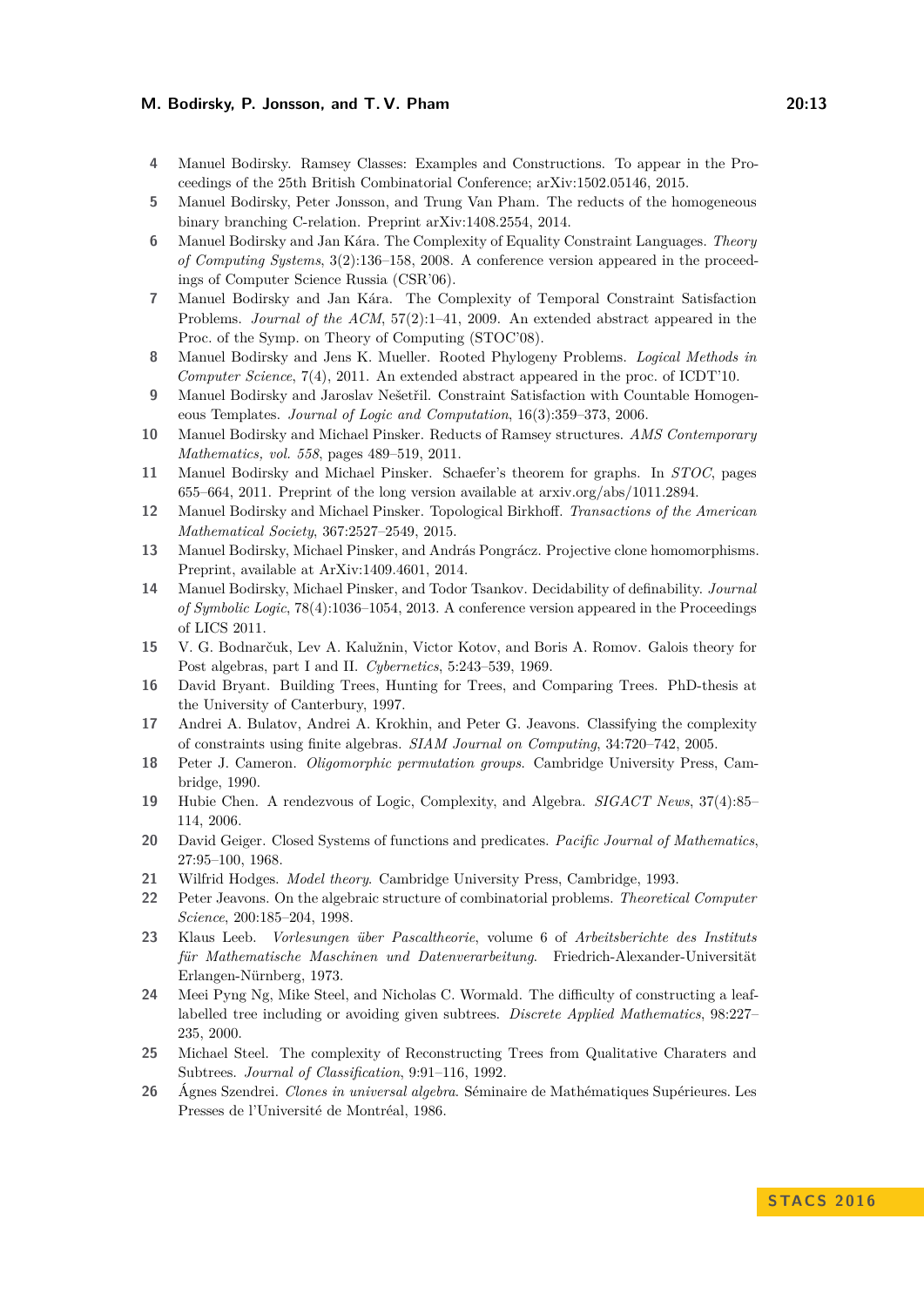4 Manuel Bodirsky. Ramsey Classes: Examples and Constructions. To appear in the Proceedings of the 25th British Combinatorial Conference; arXiv:1502.05146, 2015.

5 Manuel Bodirsky, Peter Jonsson, and Trung Van Pham. The reducts of the homogeneous binary branching C-relation. Preprint arXiv:1408.2554, 2014.

6 Manuel Bodirsky and Jan Kára. The Complexity of Equality Constraint Languages. *Theory of Computing Systems*, 3(2):136–158, 2008. A conference version appeared in the proceedings of Computer Science Russia (CSR'06).

7 Manuel Bodirsky and Jan Kára. The Complexity of Temporal Constraint Satisfaction Problems. *Journal of the ACM*, 57(2):1–41, 2009. An extended abstract appeared in the Proc. of the Symp. on Theory of Computing (STOC'08).

8 Manuel Bodirsky and Jens K. Mueller. Rooted Phylogeny Problems. *Logical Methods in Computer Science*, 7(4), 2011. An extended abstract appeared in the proc. of ICDT'10.

9 Manuel Bodirsky and Jaroslav Nešetřil. Constraint Satisfaction with Countable Homogeneous Templates. *Journal of Logic and Computation*, 16(3):359–373, 2006.

10 Manuel Bodirsky and Michael Pinsker. Reducts of Ramsey structures. *AMS Contemporary Mathematics, vol. 558*, pages 489–519, 2011.

11 Manuel Bodirsky and Michael Pinsker. Schaefer's theorem for graphs. In *STOC*, pages 655–664, 2011. Preprint of the long version available at arxiv.org/abs/1011.2894.

12 Manuel Bodirsky and Michael Pinsker. Topological Birkhoff. *Transactions of the American Mathematical Society*, 367:2527–2549, 2015.

13 Manuel Bodirsky, Michael Pinsker, and András Pongrácz. Projective clone homomorphisms. Preprint, available at ArXiv:1409.4601, 2014.

14 Manuel Bodirsky, Michael Pinsker, and Todor Tsankov. Decidability of definability. *Journal of Symbolic Logic*, 78(4):1036–1054, 2013. A conference version appeared in the Proceedings of LICS 2011.

15 V. G. Bodnarčuk, Lev A. Kalužnin, Victor Kotov, and Boris A. Romov. Galois theory for Post algebras, part I and II. *Cybernetics*, 5:243–539, 1969.

16 David Bryant. Building Trees, Hunting for Trees, and Comparing Trees. PhD-thesis at the University of Canterbury, 1997.

17 Andrei A. Bulatov, Andrei A. Krokhin, and Peter G. Jeavons. Classifying the complexity of constraints using finite algebras. *SIAM Journal on Computing*, 34:720–742, 2005.

18 Peter J. Cameron. *Oligomorphic permutation groups*. Cambridge University Press, Cambridge, 1990.

19 Hubie Chen. A rendezvous of Logic, Complexity, and Algebra. *SIGACT News*, 37(4):85–114, 2006.

20 David Geiger. Closed Systems of functions and predicates. *Pacific Journal of Mathematics*, 27:95–100, 1968.

21 Wilfrid Hodges. *Model theory*. Cambridge University Press, Cambridge, 1993.

22 Peter Jeavons. On the algebraic structure of combinatorial problems. *Theoretical Computer Science*, 200:185–204, 1998.

23 Klaus Leeb. *Vorlesungen über Pascaltheorie*, volume 6 of *Arbeitsberichte des Instituts für Mathematische Maschinen und Datenverarbeitung*. Friedrich-Alexander-Universität Erlangen-Nürnberg, 1973.

24 Meei Pyng Ng, Mike Steel, and Nicholas C. Wormald. The difficulty of constructing a leaf-labelled tree including or avoiding given subtrees. *Discrete Applied Mathematics*, 98:227–235, 2000.

25 Michael Steel. The complexity of Reconstructing Trees from Qualitative Charaters and Subtrees. *Journal of Classification*, 9:91–116, 1992.

26 Ágnes Szendrei. *Clones in universal algebra*. Séminaire de Mathématiques Supérieures. Les Presses de l'Université de Montréal, 1986.